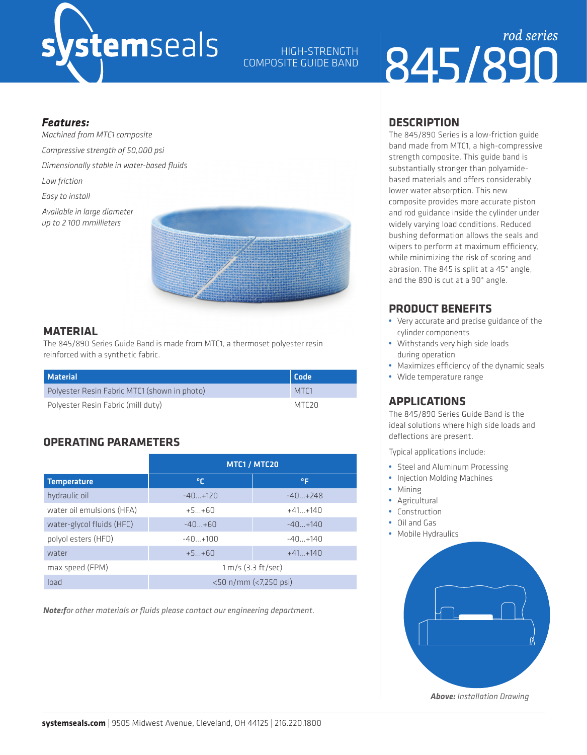# systemseals

HIGH-STRENGTH COMPOSITE GUIDE BAND

*rod series*

# 845/890

***Features:***

*Machined from MTC1 composite*

*Compressive strength of 50,000 psi*

*Dimensionally stable in water-based fluids*

*Low friction*

*Easy to install*

*Available in large diameter up to 2 100 mmillieters*

## MATERIAL

The 845/890 Series Guide Band is made from MTC1, a thermoset polyester resin reinforced with a synthetic fabric.

| Material | Code |
| --- | --- |
| Polyester Resin Fabric MTC1 (shown in photo) | MTC1 |
| Polyester Resin Fabric (mill duty) | MTC20 |

## OPERATING PARAMETERS

| | MTC1 / MTC20 | |
| --- | --- | --- |
| **Temperature** | **°C** | **°F** |
| hydraulic oil | -40...+120 | -40...+248 |
| water oil emulsions (HFA) | +5...+60 | +41...+140 |
| water-glycol fluids (HFC) | -40...+60 | -40...+140 |
| polyol esters (HFD) | -40...+100 | -40...+140 |
| water | +5...+60 | +41...+140 |
| max speed (FPM) | 1 m/s (3.3 ft/sec) | |
| load | <50 n/mm (<7,250 psi) | |

***Note:f****or other materials or fluids please contact our engineering department.*

## DESCRIPTION

The 845/890 Series is a low-friction guide band made from MTC1, a high-compressive strength composite. This guide band is substantially stronger than polyamide-based materials and offers considerably lower water absorption. This new composite provides more accurate piston and rod guidance inside the cylinder under widely varying load conditions. Reduced bushing deformation allows the seals and wipers to perform at maximum efficiency, while minimizing the risk of scoring and abrasion. The 845 is split at a 45° angle, and the 890 is cut at a 90° angle.

## PRODUCT BENEFITS

- Very accurate and precise guidance of the cylinder components
- Withstands very high side loads during operation
- Maximizes efficiency of the dynamic seals
- Wide temperature range

## APPLICATIONS

The 845/890 Series Guide Band is the ideal solutions where high side loads and deflections are present.

Typical applications include:

- Steel and Aluminum Processing
- Injection Molding Machines
- Mining
- Agricultural
- Construction
- Oil and Gas
- Mobile Hydraulics

***Above:*** *Installation Drawing*

**systemseals.com** | 9505 Midwest Avenue, Cleveland, OH 44125 | 216.220.1800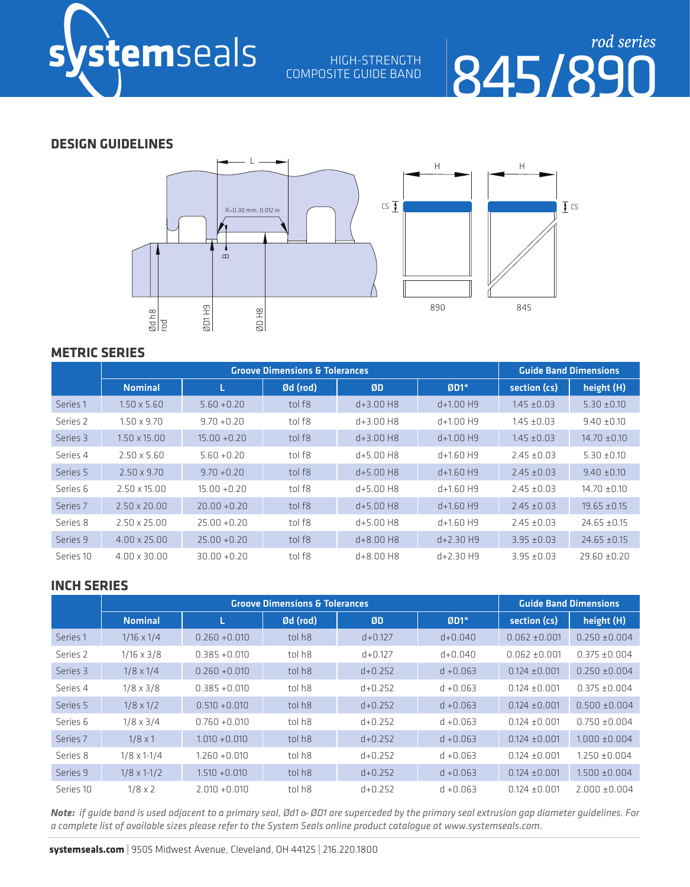systemseals

HIGH-STRENGTH COMPOSITE GUIDE BAND

rod series

# 845/890

## DESIGN GUIDELINES

L

R=0.30 mm, 0.012 in

B

Ød h8 rod

ØD1 H9

ØD H8

H

CS

890

H

CS

845

## METRIC SERIES

| | Groove Dimensions & Tolerances | | | | | Guide Band Dimensions | |
|---|---|---|---|---|---|---|---|
| | Nominal | L | Ød (rod) | ØD | ØD1* | section (cs) | height (H) |
| Series 1 | 1.50 x 5.60 | 5.60 +0.20 | tol f8 | d+3.00 H8 | d+1.00 H9 | 1.45 ±0.03 | 5.30 ±0.10 |
| Series 2 | 1.50 x 9.70 | 9.70 +0.20 | tol f8 | d+3.00 H8 | d+1.00 H9 | 1.45 ±0.03 | 9.40 ±0.10 |
| Series 3 | 1.50 x 15.00 | 15.00 +0.20 | tol f8 | d+3.00 H8 | d+1.00 H9 | 1.45 ±0.03 | 14.70 ±0.10 |
| Series 4 | 2.50 x 5.60 | 5.60 +0.20 | tol f8 | d+5.00 H8 | d+1.60 H9 | 2.45 ±0.03 | 5.30 ±0.10 |
| Series 5 | 2.50 x 9.70 | 9.70 +0.20 | tol f8 | d+5.00 H8 | d+1.60 H9 | 2.45 ±0.03 | 9.40 ±0.10 |
| Series 6 | 2.50 x 15.00 | 15.00 +0.20 | tol f8 | d+5.00 H8 | d+1.60 H9 | 2.45 ±0.03 | 14.70 ±0.10 |
| Series 7 | 2.50 x 20.00 | 20.00 +0.20 | tol f8 | d+5.00 H8 | d+1.60 H9 | 2.45 ±0.03 | 19.65 ±0.15 |
| Series 8 | 2.50 x 25.00 | 25.00 +0.20 | tol f8 | d+5.00 H8 | d+1.60 H9 | 2.45 ±0.03 | 24.65 ±0.15 |
| Series 9 | 4.00 x 25.00 | 25.00 +0.20 | tol f8 | d+8.00 H8 | d+2.30 H9 | 3.95 ±0.03 | 24.65 ±0.15 |
| Series 10 | 4.00 x 30.00 | 30.00 +0.20 | tol f8 | d+8.00 H8 | d+2.30 H9 | 3.95 ±0.03 | 29.60 ±0.20 |

## INCH SERIES

| | Groove Dimensions & Tolerances | | | | | Guide Band Dimensions | |
|---|---|---|---|---|---|---|---|
| | Nominal | L | Ød (rod) | ØD | ØD1* | section (cs) | height (H) |
| Series 1 | 1/16 x 1/4 | 0.260 +0.010 | tol h8 | d+0.127 | d+0.040 | 0.062 ±0.001 | 0.250 ±0.004 |
| Series 2 | 1/16 x 3/8 | 0.385 +0.010 | tol h8 | d+0.127 | d+0.040 | 0.062 ±0.001 | 0.375 ±0.004 |
| Series 3 | 1/8 x 1/4 | 0.260 +0.010 | tol h8 | d+0.252 | d +0.063 | 0.124 ±0.001 | 0.250 ±0.004 |
| Series 4 | 1/8 x 3/8 | 0.385 +0.010 | tol h8 | d+0.252 | d +0.063 | 0.124 ±0.001 | 0.375 ±0.004 |
| Series 5 | 1/8 x 1/2 | 0.510 +0.010 | tol h8 | d+0.252 | d +0.063 | 0.124 ±0.001 | 0.500 ±0.004 |
| Series 6 | 1/8 x 3/4 | 0.760 +0.010 | tol h8 | d+0.252 | d +0.063 | 0.124 ±0.001 | 0.750 ±0.004 |
| Series 7 | 1/8 x 1 | 1.010 +0.010 | tol h8 | d+0.252 | d +0.063 | 0.124 ±0.001 | 1.000 ±0.004 |
| Series 8 | 1/8 x 1-1/4 | 1.260 +0.010 | tol h8 | d+0.252 | d +0.063 | 0.124 ±0.001 | 1.250 ±0.004 |
| Series 9 | 1/8 x 1-1/2 | 1.510 +0.010 | tol h8 | d+0.252 | d +0.063 | 0.124 ±0.001 | 1.500 ±0.004 |
| Series 10 | 1/8 x 2 | 2.010 +0.010 | tol h8 | d+0.252 | d +0.063 | 0.124 ±0.001 | 2.000 ±0.004 |

***Note:*** *if guide band is used adjacent to a primary seal, Ød1 & ØD1 are superceded by the primary seal extrusion gap diameter guidelines. For a complete list of available sizes please refer to the System Seals online product catalogue at www.systemseals.com.*

**systemseals.com** | 9505 Midwest Avenue, Cleveland, OH 44125 | 216.220.1800